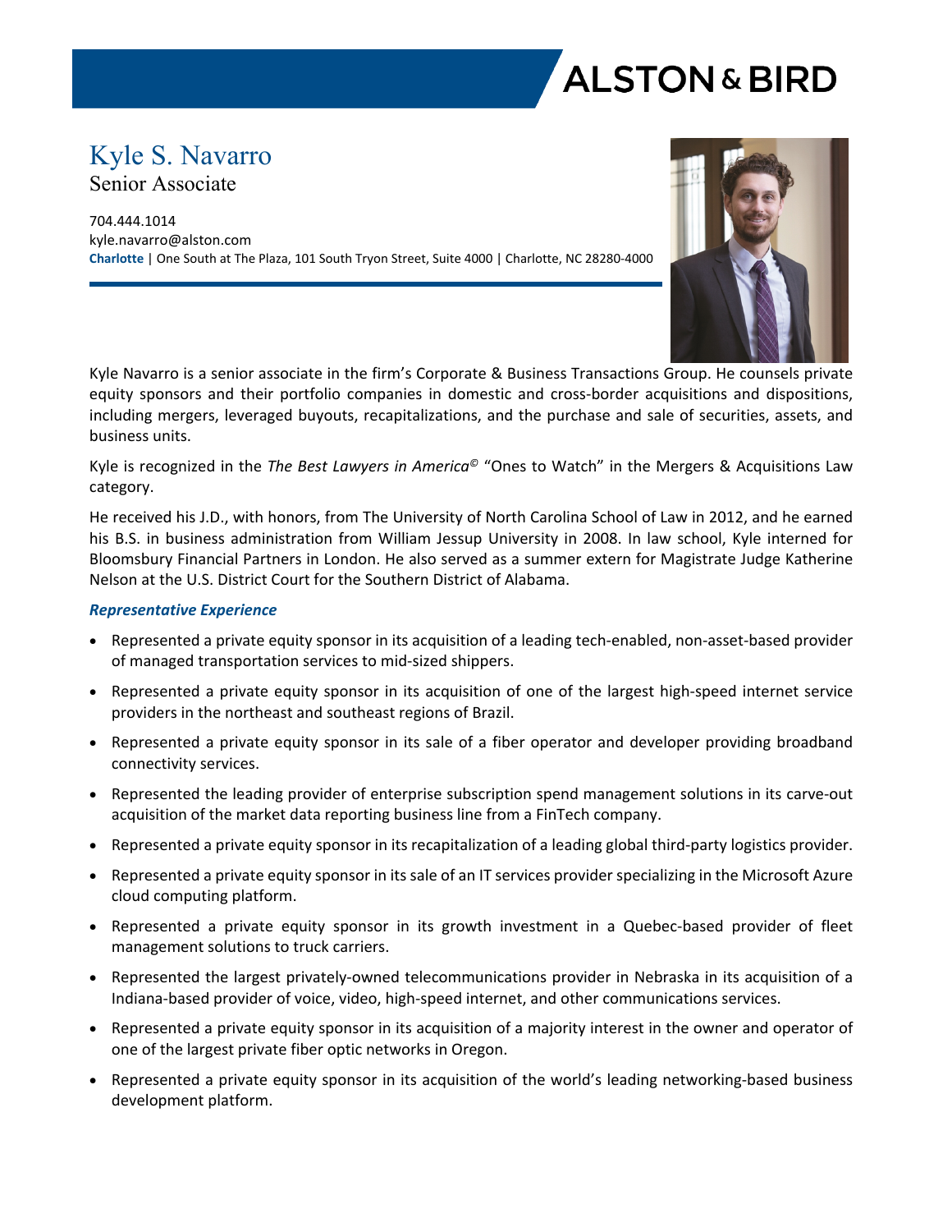ALSTON & BIRD

# Kyle S. Navarro

Senior Associate

704.444.1014
kyle.navarro@alston.com
**Charlotte** | One South at The Plaza, 101 South Tryon Street, Suite 4000 | Charlotte, NC 28280-4000

Kyle Navarro is a senior associate in the firm's Corporate & Business Transactions Group. He counsels private equity sponsors and their portfolio companies in domestic and cross-border acquisitions and dispositions, including mergers, leveraged buyouts, recapitalizations, and the purchase and sale of securities, assets, and business units.

Kyle is recognized in the *The Best Lawyers in America©* "Ones to Watch" in the Mergers & Acquisitions Law category.

He received his J.D., with honors, from The University of North Carolina School of Law in 2012, and he earned his B.S. in business administration from William Jessup University in 2008. In law school, Kyle interned for Bloomsbury Financial Partners in London. He also served as a summer extern for Magistrate Judge Katherine Nelson at the U.S. District Court for the Southern District of Alabama.

### *Representative Experience*

- Represented a private equity sponsor in its acquisition of a leading tech-enabled, non-asset-based provider of managed transportation services to mid-sized shippers.
- Represented a private equity sponsor in its acquisition of one of the largest high-speed internet service providers in the northeast and southeast regions of Brazil.
- Represented a private equity sponsor in its sale of a fiber operator and developer providing broadband connectivity services.
- Represented the leading provider of enterprise subscription spend management solutions in its carve-out acquisition of the market data reporting business line from a FinTech company.
- Represented a private equity sponsor in its recapitalization of a leading global third-party logistics provider.
- Represented a private equity sponsor in its sale of an IT services provider specializing in the Microsoft Azure cloud computing platform.
- Represented a private equity sponsor in its growth investment in a Quebec-based provider of fleet management solutions to truck carriers.
- Represented the largest privately-owned telecommunications provider in Nebraska in its acquisition of a Indiana-based provider of voice, video, high-speed internet, and other communications services.
- Represented a private equity sponsor in its acquisition of a majority interest in the owner and operator of one of the largest private fiber optic networks in Oregon.
- Represented a private equity sponsor in its acquisition of the world's leading networking-based business development platform.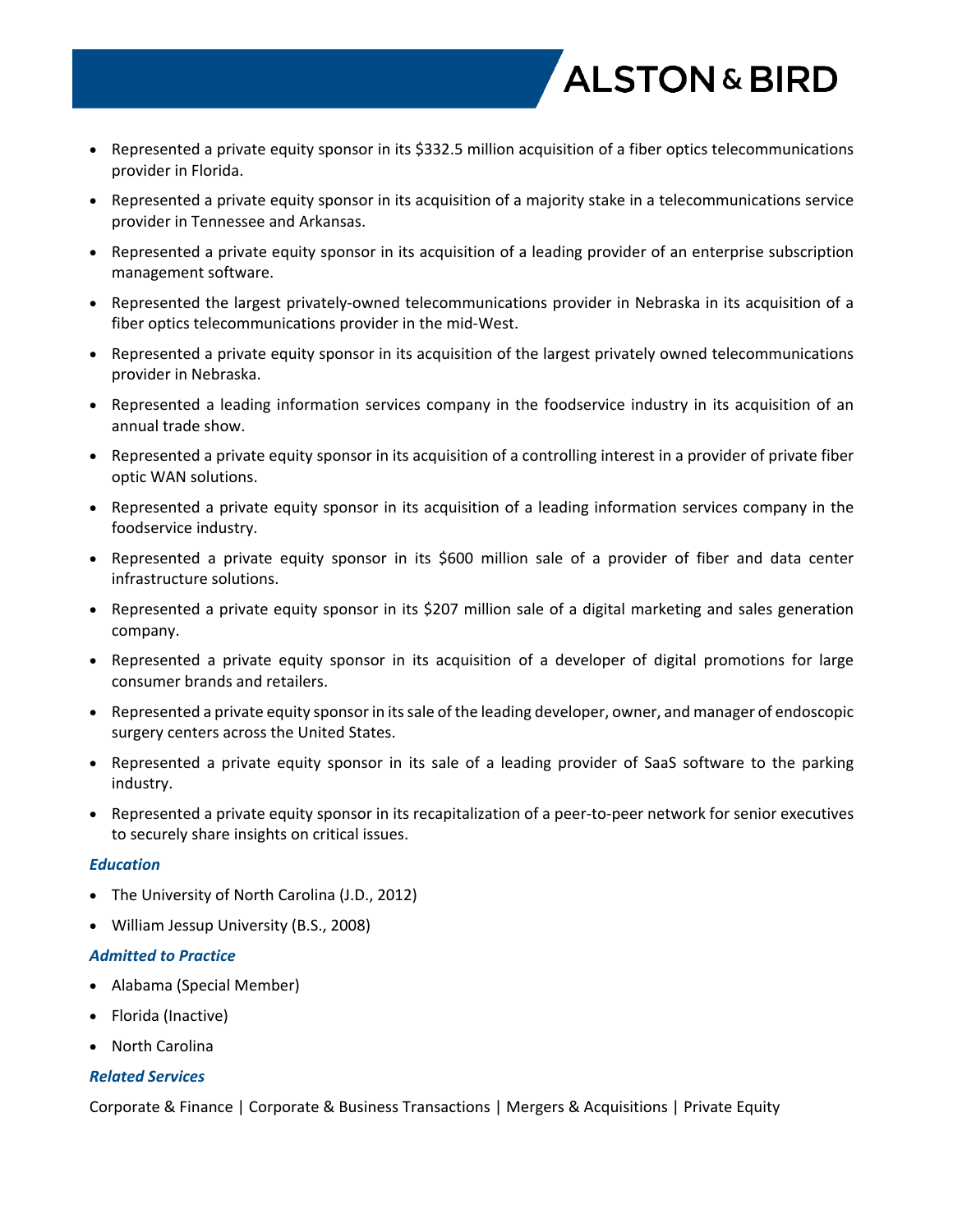- Represented a private equity sponsor in its $332.5 million acquisition of a fiber optics telecommunications provider in Florida.
- Represented a private equity sponsor in its acquisition of a majority stake in a telecommunications service provider in Tennessee and Arkansas.
- Represented a private equity sponsor in its acquisition of a leading provider of an enterprise subscription management software.
- Represented the largest privately-owned telecommunications provider in Nebraska in its acquisition of a fiber optics telecommunications provider in the mid-West.
- Represented a private equity sponsor in its acquisition of the largest privately owned telecommunications provider in Nebraska.
- Represented a leading information services company in the foodservice industry in its acquisition of an annual trade show.
- Represented a private equity sponsor in its acquisition of a controlling interest in a provider of private fiber optic WAN solutions.
- Represented a private equity sponsor in its acquisition of a leading information services company in the foodservice industry.
- Represented a private equity sponsor in its $600 million sale of a provider of fiber and data center infrastructure solutions.
- Represented a private equity sponsor in its $207 million sale of a digital marketing and sales generation company.
- Represented a private equity sponsor in its acquisition of a developer of digital promotions for large consumer brands and retailers.
- Represented a private equity sponsor in its sale of the leading developer, owner, and manager of endoscopic surgery centers across the United States.
- Represented a private equity sponsor in its sale of a leading provider of SaaS software to the parking industry.
- Represented a private equity sponsor in its recapitalization of a peer-to-peer network for senior executives to securely share insights on critical issues.

### *Education*

- The University of North Carolina (J.D., 2012)
- William Jessup University (B.S., 2008)

### *Admitted to Practice*

- Alabama (Special Member)
- Florida (Inactive)
- North Carolina

### *Related Services*

Corporate & Finance | Corporate & Business Transactions | Mergers & Acquisitions | Private Equity